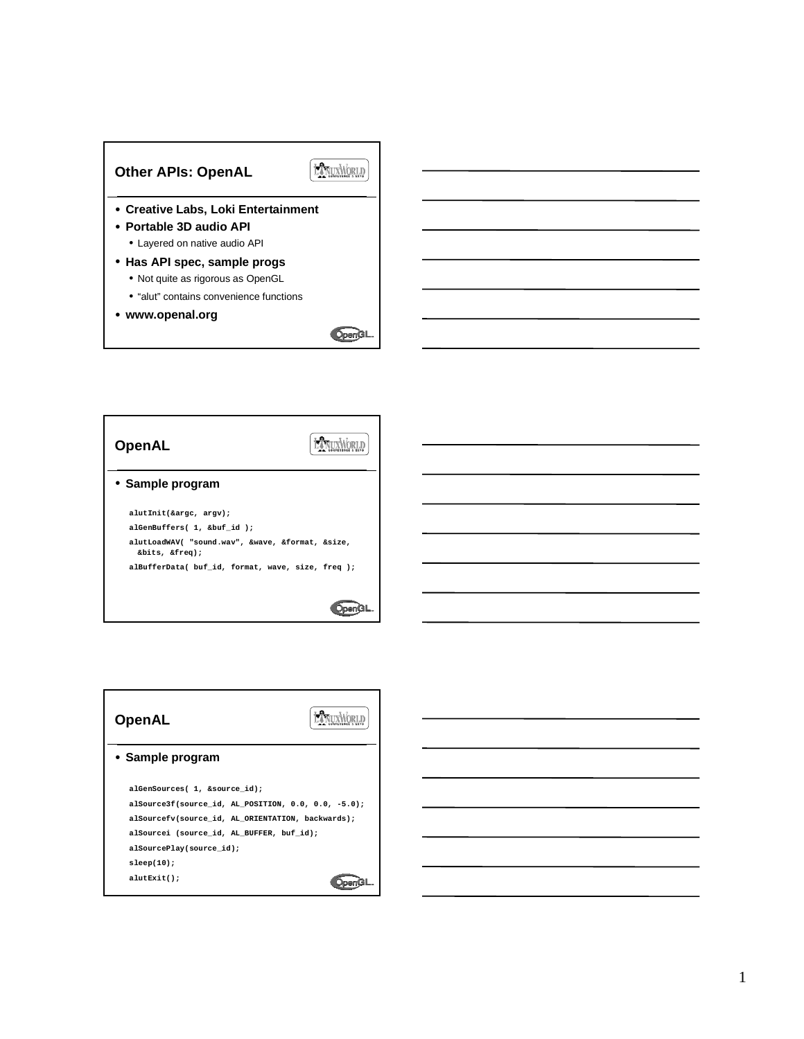## Other APIs: OpenAL

- **Creative Labs, Loki Entertainment**
- **Portable 3D audio API**
  - Layered on native audio API
- **Has API spec, sample progs**
  - Not quite as rigorous as OpenGL
  - "alut" contains convenience functions
- **www.openal.org**

## OpenAL

- **Sample program**

```
alutInit(&argc, argv);
alGenBuffers( 1, &buf_id );
alutLoadWAV( "sound.wav", &wave, &format, &size,
  &bits, &freq);
alBufferData( buf_id, format, wave, size, freq );
```

## OpenAL

- **Sample program**

```
alGenSources( 1, &source_id);
alSource3f(source_id, AL_POSITION, 0.0, 0.0, -5.0);
alSourcefv(source_id, AL_ORIENTATION, backwards);
alSourcei (source_id, AL_BUFFER, buf_id);
alSourcePlay(source_id);
sleep(10);
alutExit();
```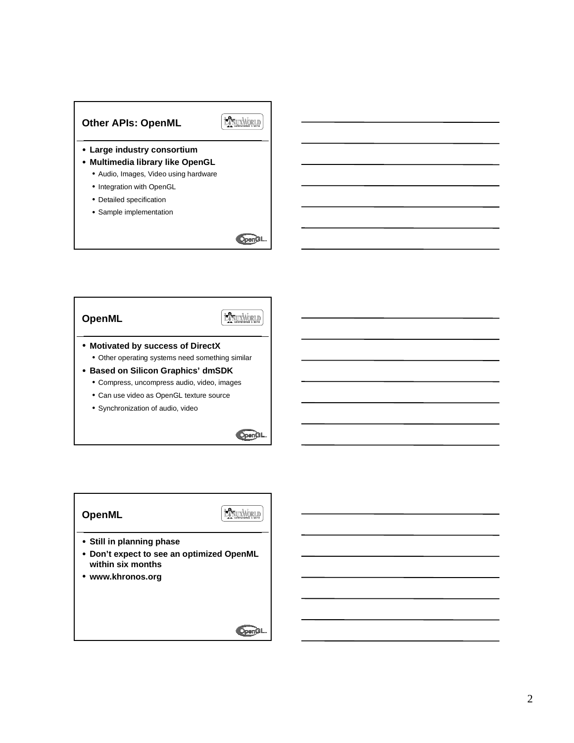## Other APIs: OpenML

- **Large industry consortium**
- **Multimedia library like OpenGL**
  - Audio, Images, Video using hardware
  - Integration with OpenGL
  - Detailed specification
  - Sample implementation

## OpenML

- **Motivated by success of DirectX**
  - Other operating systems need something similar
- **Based on Silicon Graphics' dmSDK**
  - Compress, uncompress audio, video, images
  - Can use video as OpenGL texture source
  - Synchronization of audio, video

## OpenML

- **Still in planning phase**
- **Don't expect to see an optimized OpenML within six months**
- **www.khronos.org**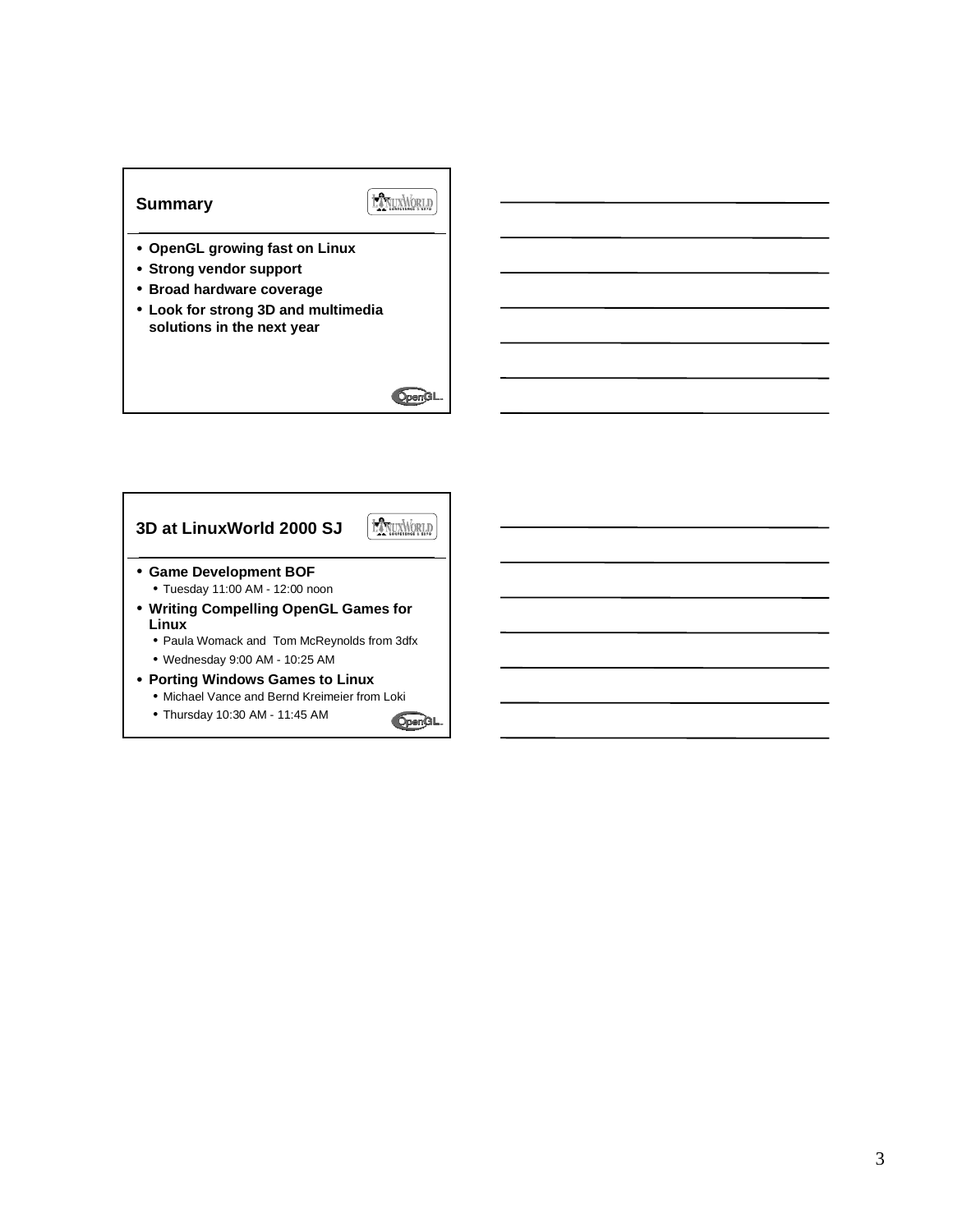## Summary

- **OpenGL growing fast on Linux**
- **Strong vendor support**
- **Broad hardware coverage**
- **Look for strong 3D and multimedia solutions in the next year**

## 3D at LinuxWorld 2000 SJ

- **Game Development BOF**
  - Tuesday 11:00 AM - 12:00 noon
- **Writing Compelling OpenGL Games for Linux**
  - Paula Womack and Tom McReynolds from 3dfx
  - Wednesday 9:00 AM - 10:25 AM
- **Porting Windows Games to Linux**
  - Michael Vance and Bernd Kreimeier from Loki
  - Thursday 10:30 AM - 11:45 AM